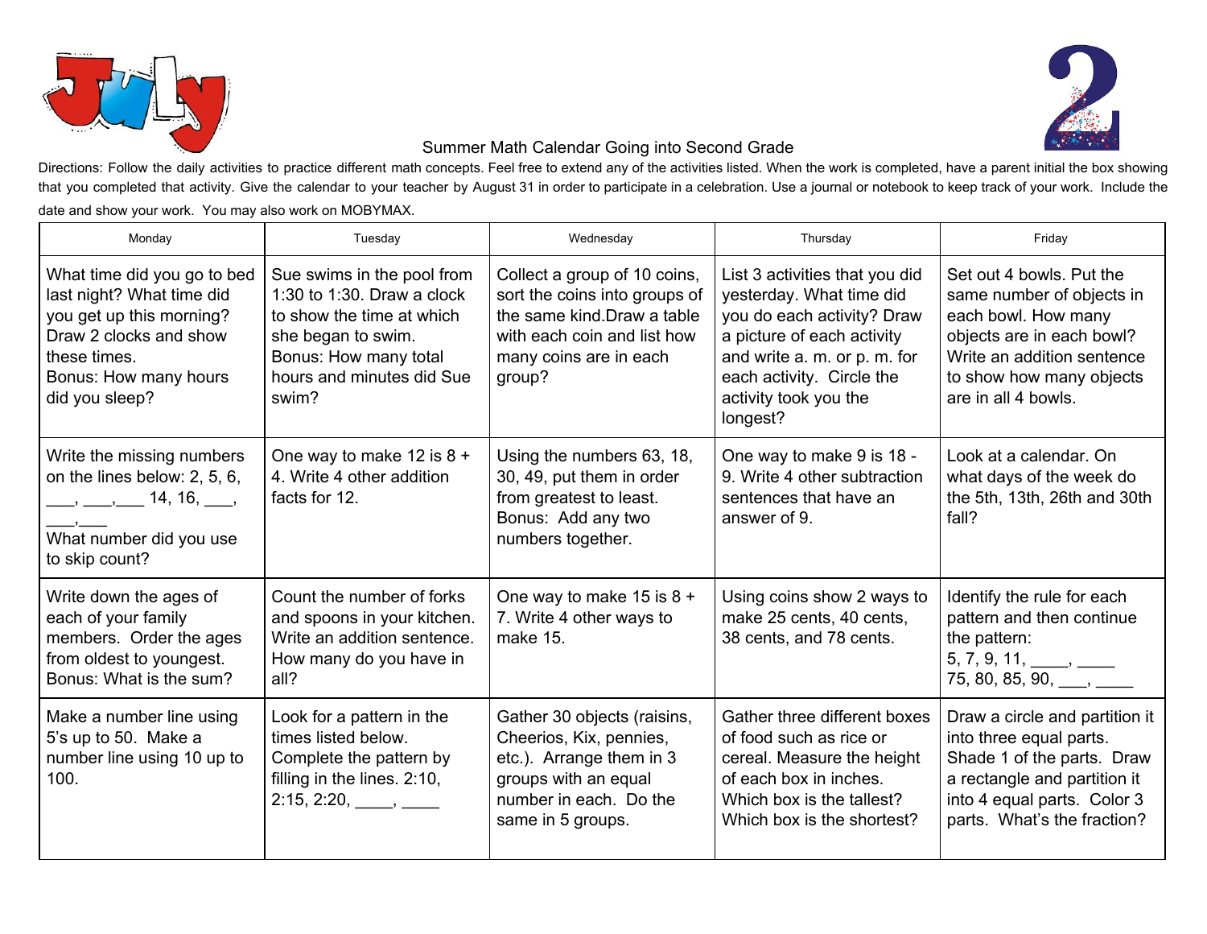# July

## Summer Math Calendar Going into Second Grade

Directions: Follow the daily activities to practice different math concepts. Feel free to extend any of the activities listed. When the work is completed, have a parent initial the box showing that you completed that activity. Give the calendar to your teacher by August 31 in order to participate in a celebration. Use a journal or notebook to keep track of your work. Include the date and show your work. You may also work on MOBYMAX.

| Monday | Tuesday | Wednesday | Thursday | Friday |
|---|---|---|---|---|
| What time did you go to bed last night? What time did you get up this morning? Draw 2 clocks and show these times. Bonus: How many hours did you sleep? | Sue swims in the pool from 1:30 to 1:30. Draw a clock to show the time at which she began to swim. Bonus: How many total hours and minutes did Sue swim? | Collect a group of 10 coins, sort the coins into groups of the same kind.Draw a table with each coin and list how many coins are in each group? | List 3 activities that you did yesterday. What time did you do each activity? Draw a picture of each activity and write a. m. or p. m. for each activity. Circle the activity took you the longest? | Set out 4 bowls. Put the same number of objects in each bowl. How many objects are in each bowl? Write an addition sentence to show how many objects are in all 4 bowls. |
| Write the missing numbers on the lines below: 2, 5, 6, ___, ___,___ 14, 16, ___, ___,___ What number did you use to skip count? | One way to make 12 is 8 + 4. Write 4 other addition facts for 12. | Using the numbers 63, 18, 30, 49, put them in order from greatest to least. Bonus: Add any two numbers together. | One way to make 9 is 18 - 9. Write 4 other subtraction sentences that have an answer of 9. | Look at a calendar. On what days of the week do the 5th, 13th, 26th and 30th fall? |
| Write down the ages of each of your family members. Order the ages from oldest to youngest. Bonus: What is the sum? | Count the number of forks and spoons in your kitchen. Write an addition sentence. How many do you have in all? | One way to make 15 is 8 + 7. Write 4 other ways to make 15. | Using coins show 2 ways to make 25 cents, 40 cents, 38 cents, and 78 cents. | Identify the rule for each pattern and then continue the pattern: 5, 7, 9, 11, ____, ____ 75, 80, 85, 90, ___, ____ |
| Make a number line using 5's up to 50. Make a number line using 10 up to 100. | Look for a pattern in the times listed below. Complete the pattern by filling in the lines. 2:10, 2:15, 2:20, ____, ____ | Gather 30 objects (raisins, Cheerios, Kix, pennies, etc.). Arrange them in 3 groups with an equal number in each. Do the same in 5 groups. | Gather three different boxes of food such as rice or cereal. Measure the height of each box in inches. Which box is the tallest? Which box is the shortest? | Draw a circle and partition it into three equal parts. Shade 1 of the parts. Draw a rectangle and partition it into 4 equal parts. Color 3 parts. What's the fraction? |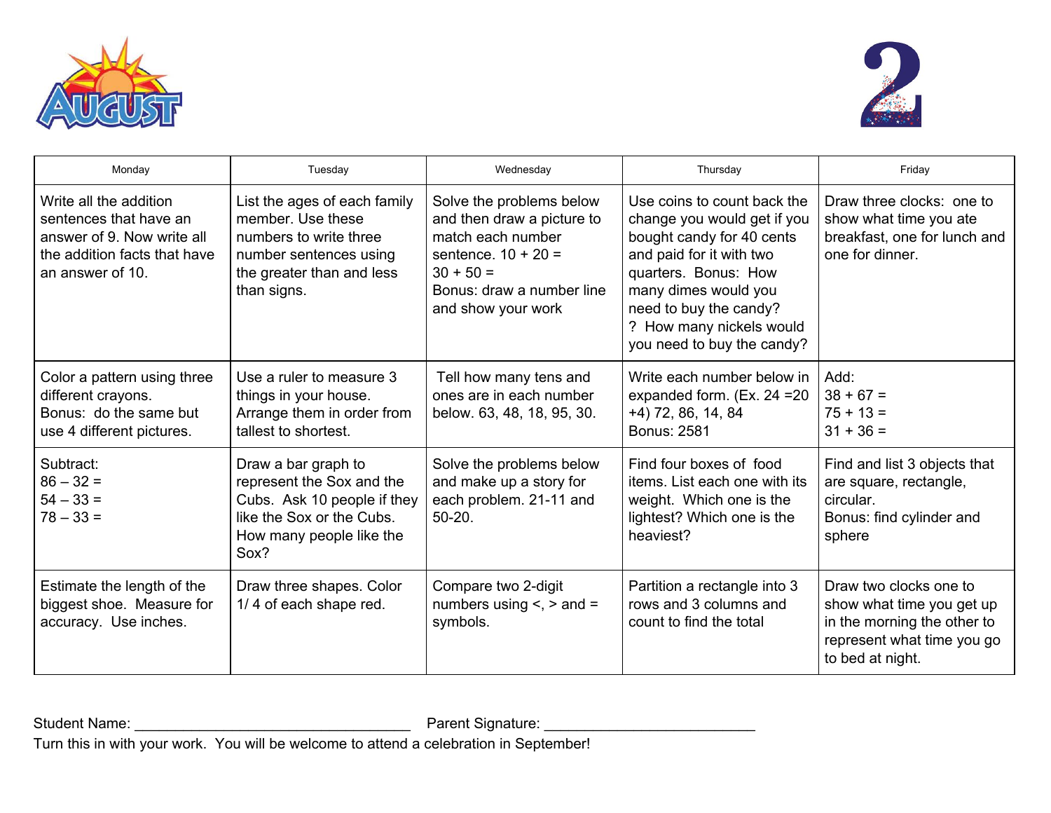# AUGUST

2

| Monday | Tuesday | Wednesday | Thursday | Friday |
|---|---|---|---|---|
| Write all the addition sentences that have an answer of 9. Now write all the addition facts that have an answer of 10. | List the ages of each family member. Use these numbers to write three number sentences using the greater than and less than signs. | Solve the problems below and then draw a picture to match each number sentence. 10 + 20 = <br> 30 + 50 = <br> Bonus: draw a number line and show your work | Use coins to count back the change you would get if you bought candy for 40 cents and paid for it with two quarters. Bonus: How many dimes would you need to buy the candy? ? How many nickels would you need to buy the candy? | Draw three clocks: one to show what time you ate breakfast, one for lunch and one for dinner. |
| Color a pattern using three different crayons. <br> Bonus: do the same but use 4 different pictures. | Use a ruler to measure 3 things in your house. Arrange them in order from tallest to shortest. | Tell how many tens and ones are in each number below. 63, 48, 18, 95, 30. | Write each number below in expanded form. (Ex. 24 =20 +4) 72, 86, 14, 84 <br> Bonus: 2581 | Add: <br> 38 + 67 = <br> 75 + 13 = <br> 31 + 36 = |
| Subtract: <br> 86 – 32 = <br> 54 – 33 = <br> 78 – 33 = | Draw a bar graph to represent the Sox and the Cubs. Ask 10 people if they like the Sox or the Cubs. How many people like the Sox? | Solve the problems below and make up a story for each problem. 21-11 and 50-20. | Find four boxes of food items. List each one with its weight. Which one is the lightest? Which one is the heaviest? | Find and list 3 objects that are square, rectangle, circular. <br> Bonus: find cylinder and sphere |
| Estimate the length of the biggest shoe. Measure for accuracy. Use inches. | Draw three shapes. Color 1/ 4 of each shape red. | Compare two 2-digit numbers using <, > and = symbols. | Partition a rectangle into 3 rows and 3 columns and count to find the total | Draw two clocks one to show what time you get up in the morning the other to represent what time you go to bed at night. |

Student Name: ___________________________________ Parent Signature: __________________________

Turn this in with your work. You will be welcome to attend a celebration in September!